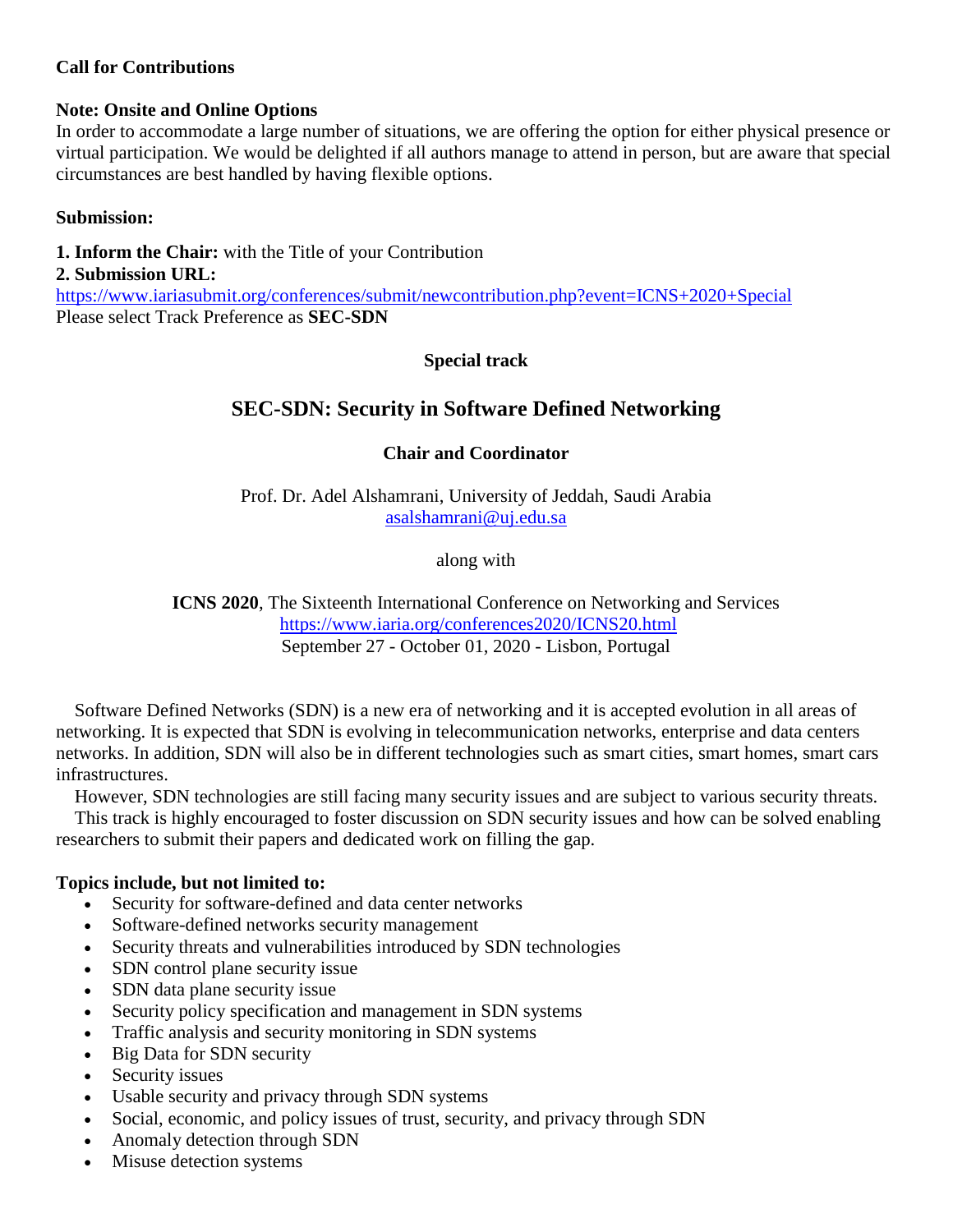**Call for Contributions**

**Note: Onsite and Online Options**

In order to accommodate a large number of situations, we are offering the option for either physical presence or virtual participation. We would be delighted if all authors manage to attend in person, but are aware that special circumstances are best handled by having flexible options.

**Submission:**

**1. Inform the Chair:** with the Title of your Contribution

**2. Submission URL:**

https://www.iariasubmit.org/conferences/submit/newcontribution.php?event=ICNS+2020+Special

Please select Track Preference as **SEC-SDN**

**Special track**

## SEC-SDN: Security in Software Defined Networking

**Chair and Coordinator**

Prof. Dr. Adel Alshamrani, University of Jeddah, Saudi Arabia
asalshamrani@uj.edu.sa

along with

**ICNS 2020**, The Sixteenth International Conference on Networking and Services
https://www.iaria.org/conferences2020/ICNS20.html
September 27 - October 01, 2020 - Lisbon, Portugal

Software Defined Networks (SDN) is a new era of networking and it is accepted evolution in all areas of networking. It is expected that SDN is evolving in telecommunication networks, enterprise and data centers networks. In addition, SDN will also be in different technologies such as smart cities, smart homes, smart cars infrastructures.

However, SDN technologies are still facing many security issues and are subject to various security threats.

This track is highly encouraged to foster discussion on SDN security issues and how can be solved enabling researchers to submit their papers and dedicated work on filling the gap.

**Topics include, but not limited to:**

- Security for software-defined and data center networks
- Software-defined networks security management
- Security threats and vulnerabilities introduced by SDN technologies
- SDN control plane security issue
- SDN data plane security issue
- Security policy specification and management in SDN systems
- Traffic analysis and security monitoring in SDN systems
- Big Data for SDN security
- Security issues
- Usable security and privacy through SDN systems
- Social, economic, and policy issues of trust, security, and privacy through SDN
- Anomaly detection through SDN
- Misuse detection systems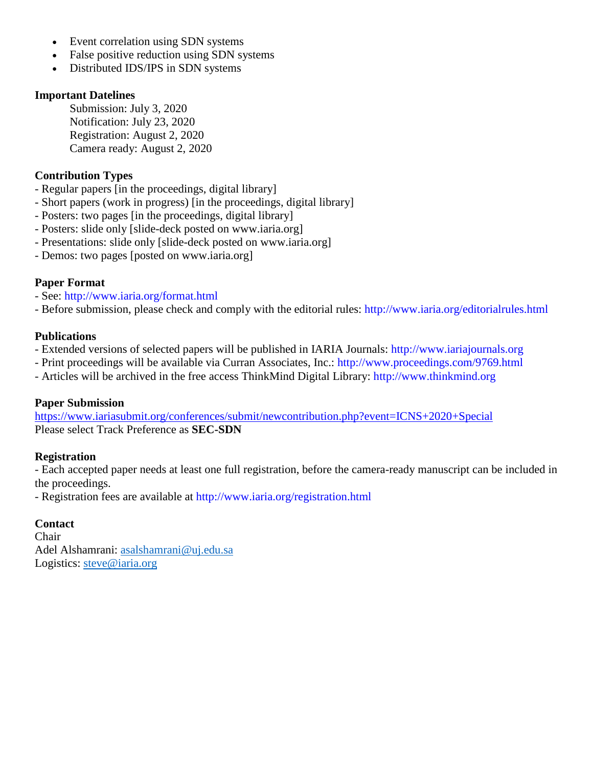- Event correlation using SDN systems
- False positive reduction using SDN systems
- Distributed IDS/IPS in SDN systems

**Important Datelines**

Submission: July 3, 2020
Notification: July 23, 2020
Registration: August 2, 2020
Camera ready: August 2, 2020

**Contribution Types**

- Regular papers [in the proceedings, digital library]
- Short papers (work in progress) [in the proceedings, digital library]
- Posters: two pages [in the proceedings, digital library]
- Posters: slide only [slide-deck posted on www.iaria.org]
- Presentations: slide only [slide-deck posted on www.iaria.org]
- Demos: two pages [posted on www.iaria.org]

**Paper Format**

- See: http://www.iaria.org/format.html
- Before submission, please check and comply with the editorial rules: http://www.iaria.org/editorialrules.html

**Publications**

- Extended versions of selected papers will be published in IARIA Journals: http://www.iariajournals.org
- Print proceedings will be available via Curran Associates, Inc.: http://www.proceedings.com/9769.html
- Articles will be archived in the free access ThinkMind Digital Library: http://www.thinkmind.org

**Paper Submission**

https://www.iariasubmit.org/conferences/submit/newcontribution.php?event=ICNS+2020+Special
Please select Track Preference as **SEC-SDN**

**Registration**

- Each accepted paper needs at least one full registration, before the camera-ready manuscript can be included in the proceedings.
- Registration fees are available at http://www.iaria.org/registration.html

**Contact**

Chair
Adel Alshamrani: asalshamrani@uj.edu.sa
Logistics: steve@iaria.org